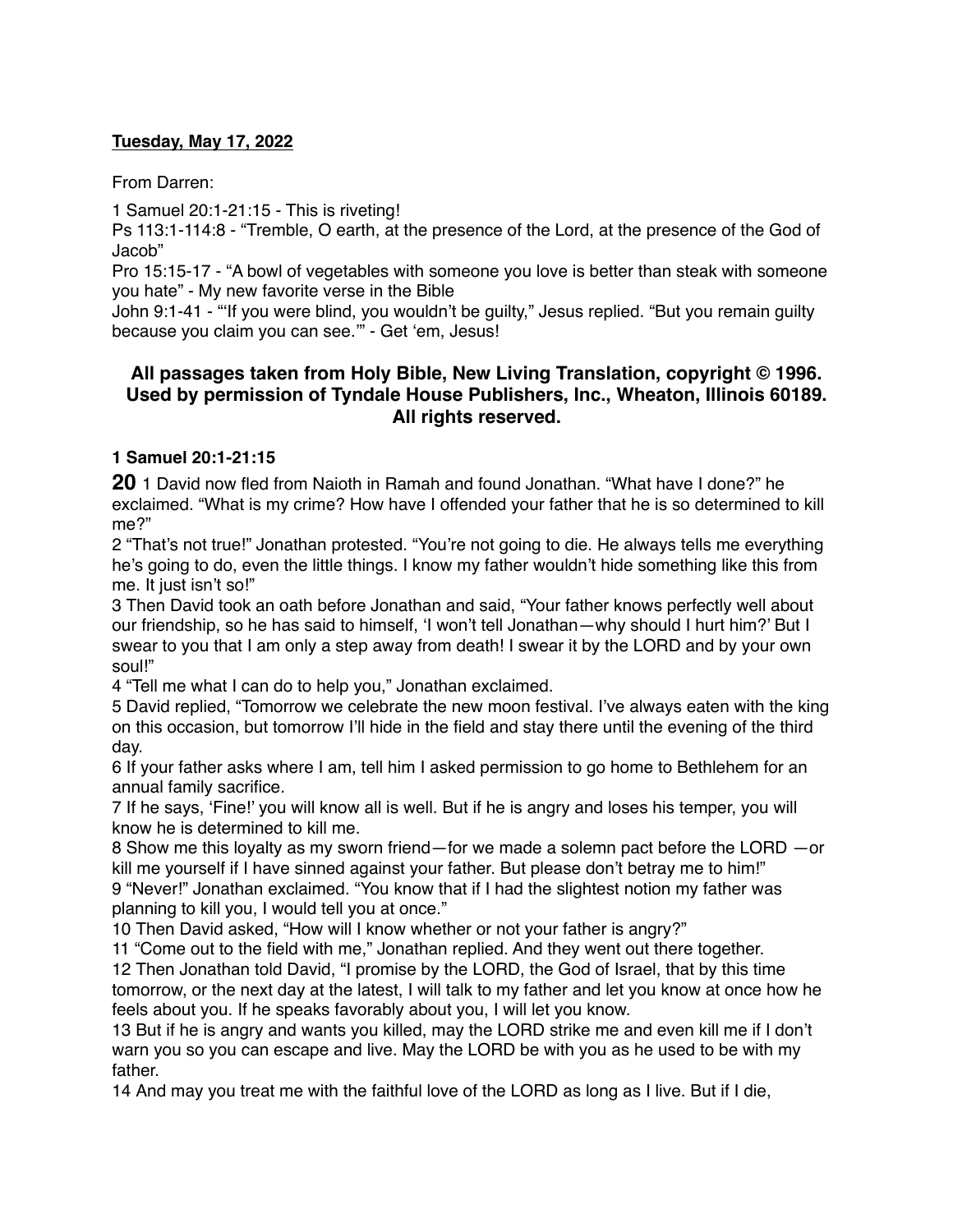**Tuesday, May 17, 2022**

From Darren:

1 Samuel 20:1-21:15 - This is riveting!
Ps 113:1-114:8 - "Tremble, O earth, at the presence of the Lord, at the presence of the God of Jacob"
Pro 15:15-17 - "A bowl of vegetables with someone you love is better than steak with someone you hate" - My new favorite verse in the Bible
John 9:1-41 - "'If you were blind, you wouldn't be guilty," Jesus replied. "But you remain guilty because you claim you can see.'" - Get 'em, Jesus!

## All passages taken from Holy Bible, New Living Translation, copyright © 1996. Used by permission of Tyndale House Publishers, Inc., Wheaton, Illinois 60189. All rights reserved.

### 1 Samuel 20:1-21:15

**20** 1 David now fled from Naioth in Ramah and found Jonathan. "What have I done?" he exclaimed. "What is my crime? How have I offended your father that he is so determined to kill me?"
2 "That's not true!" Jonathan protested. "You're not going to die. He always tells me everything he's going to do, even the little things. I know my father wouldn't hide something like this from me. It just isn't so!"
3 Then David took an oath before Jonathan and said, "Your father knows perfectly well about our friendship, so he has said to himself, 'I won't tell Jonathan—why should I hurt him?' But I swear to you that I am only a step away from death! I swear it by the LORD and by your own soul!"
4 "Tell me what I can do to help you," Jonathan exclaimed.
5 David replied, "Tomorrow we celebrate the new moon festival. I've always eaten with the king on this occasion, but tomorrow I'll hide in the field and stay there until the evening of the third day.
6 If your father asks where I am, tell him I asked permission to go home to Bethlehem for an annual family sacrifice.
7 If he says, 'Fine!' you will know all is well. But if he is angry and loses his temper, you will know he is determined to kill me.
8 Show me this loyalty as my sworn friend—for we made a solemn pact before the LORD —or kill me yourself if I have sinned against your father. But please don't betray me to him!"
9 "Never!" Jonathan exclaimed. "You know that if I had the slightest notion my father was planning to kill you, I would tell you at once."
10 Then David asked, "How will I know whether or not your father is angry?"
11 "Come out to the field with me," Jonathan replied. And they went out there together.
12 Then Jonathan told David, "I promise by the LORD, the God of Israel, that by this time tomorrow, or the next day at the latest, I will talk to my father and let you know at once how he feels about you. If he speaks favorably about you, I will let you know.
13 But if he is angry and wants you killed, may the LORD strike me and even kill me if I don't warn you so you can escape and live. May the LORD be with you as he used to be with my father.
14 And may you treat me with the faithful love of the LORD as long as I live. But if I die,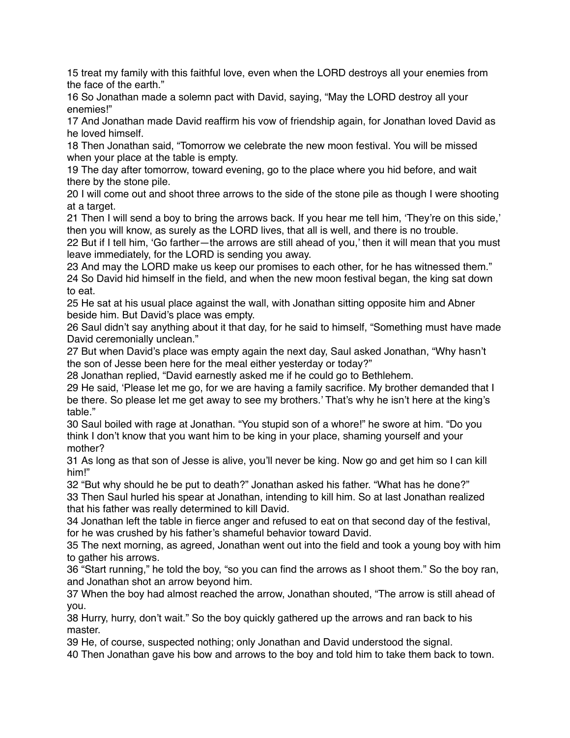15 treat my family with this faithful love, even when the LORD destroys all your enemies from the face of the earth."

16 So Jonathan made a solemn pact with David, saying, "May the LORD destroy all your enemies!"

17 And Jonathan made David reaffirm his vow of friendship again, for Jonathan loved David as he loved himself.

18 Then Jonathan said, "Tomorrow we celebrate the new moon festival. You will be missed when your place at the table is empty.

19 The day after tomorrow, toward evening, go to the place where you hid before, and wait there by the stone pile.

20 I will come out and shoot three arrows to the side of the stone pile as though I were shooting at a target.

21 Then I will send a boy to bring the arrows back. If you hear me tell him, 'They're on this side,' then you will know, as surely as the LORD lives, that all is well, and there is no trouble.

22 But if I tell him, 'Go farther—the arrows are still ahead of you,' then it will mean that you must leave immediately, for the LORD is sending you away.

23 And may the LORD make us keep our promises to each other, for he has witnessed them."

24 So David hid himself in the field, and when the new moon festival began, the king sat down to eat.

25 He sat at his usual place against the wall, with Jonathan sitting opposite him and Abner beside him. But David's place was empty.

26 Saul didn't say anything about it that day, for he said to himself, "Something must have made David ceremonially unclean."

27 But when David's place was empty again the next day, Saul asked Jonathan, "Why hasn't the son of Jesse been here for the meal either yesterday or today?"

28 Jonathan replied, "David earnestly asked me if he could go to Bethlehem.

29 He said, 'Please let me go, for we are having a family sacrifice. My brother demanded that I be there. So please let me get away to see my brothers.' That's why he isn't here at the king's table."

30 Saul boiled with rage at Jonathan. "You stupid son of a whore!" he swore at him. "Do you think I don't know that you want him to be king in your place, shaming yourself and your mother?

31 As long as that son of Jesse is alive, you'll never be king. Now go and get him so I can kill him!"

32 "But why should he be put to death?" Jonathan asked his father. "What has he done?"

33 Then Saul hurled his spear at Jonathan, intending to kill him. So at last Jonathan realized that his father was really determined to kill David.

34 Jonathan left the table in fierce anger and refused to eat on that second day of the festival, for he was crushed by his father's shameful behavior toward David.

35 The next morning, as agreed, Jonathan went out into the field and took a young boy with him to gather his arrows.

36 "Start running," he told the boy, "so you can find the arrows as I shoot them." So the boy ran, and Jonathan shot an arrow beyond him.

37 When the boy had almost reached the arrow, Jonathan shouted, "The arrow is still ahead of you.

38 Hurry, hurry, don't wait." So the boy quickly gathered up the arrows and ran back to his master.

39 He, of course, suspected nothing; only Jonathan and David understood the signal.

40 Then Jonathan gave his bow and arrows to the boy and told him to take them back to town.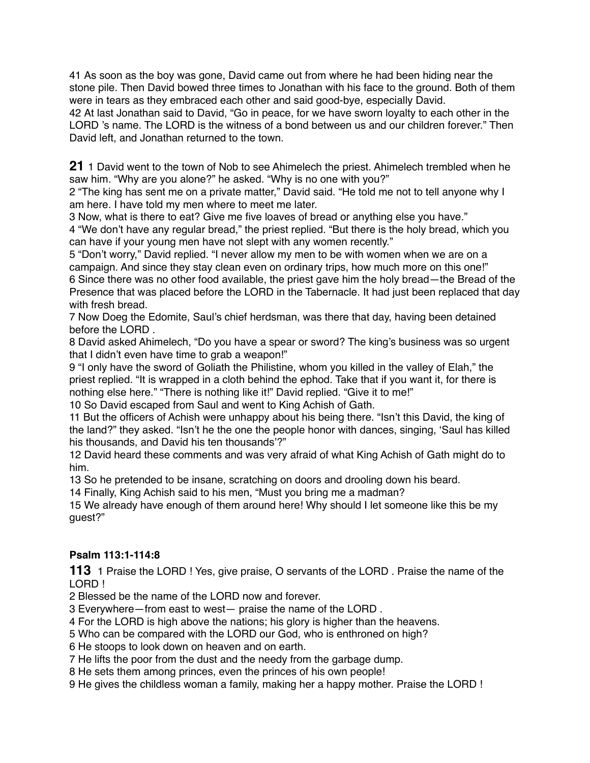41 As soon as the boy was gone, David came out from where he had been hiding near the stone pile. Then David bowed three times to Jonathan with his face to the ground. Both of them were in tears as they embraced each other and said good-bye, especially David.
42 At last Jonathan said to David, "Go in peace, for we have sworn loyalty to each other in the LORD 's name. The LORD is the witness of a bond between us and our children forever." Then David left, and Jonathan returned to the town.

**21** 1 David went to the town of Nob to see Ahimelech the priest. Ahimelech trembled when he saw him. "Why are you alone?" he asked. "Why is no one with you?"
2 "The king has sent me on a private matter," David said. "He told me not to tell anyone why I am here. I have told my men where to meet me later.
3 Now, what is there to eat? Give me five loaves of bread or anything else you have."
4 "We don't have any regular bread," the priest replied. "But there is the holy bread, which you can have if your young men have not slept with any women recently."
5 "Don't worry," David replied. "I never allow my men to be with women when we are on a campaign. And since they stay clean even on ordinary trips, how much more on this one!"
6 Since there was no other food available, the priest gave him the holy bread—the Bread of the Presence that was placed before the LORD in the Tabernacle. It had just been replaced that day with fresh bread.
7 Now Doeg the Edomite, Saul's chief herdsman, was there that day, having been detained before the LORD .
8 David asked Ahimelech, "Do you have a spear or sword? The king's business was so urgent that I didn't even have time to grab a weapon!"
9 "I only have the sword of Goliath the Philistine, whom you killed in the valley of Elah," the priest replied. "It is wrapped in a cloth behind the ephod. Take that if you want it, for there is nothing else here." "There is nothing like it!" David replied. "Give it to me!"
10 So David escaped from Saul and went to King Achish of Gath.
11 But the officers of Achish were unhappy about his being there. "Isn't this David, the king of the land?" they asked. "Isn't he the one the people honor with dances, singing, 'Saul has killed his thousands, and David his ten thousands'?"
12 David heard these comments and was very afraid of what King Achish of Gath might do to him.
13 So he pretended to be insane, scratching on doors and drooling down his beard.
14 Finally, King Achish said to his men, "Must you bring me a madman?
15 We already have enough of them around here! Why should I let someone like this be my guest?"

### Psalm 113:1-114:8

**113** 1 Praise the LORD ! Yes, give praise, O servants of the LORD . Praise the name of the LORD !
2 Blessed be the name of the LORD now and forever.
3 Everywhere—from east to west— praise the name of the LORD .
4 For the LORD is high above the nations; his glory is higher than the heavens.
5 Who can be compared with the LORD our God, who is enthroned on high?
6 He stoops to look down on heaven and on earth.
7 He lifts the poor from the dust and the needy from the garbage dump.
8 He sets them among princes, even the princes of his own people!
9 He gives the childless woman a family, making her a happy mother. Praise the LORD !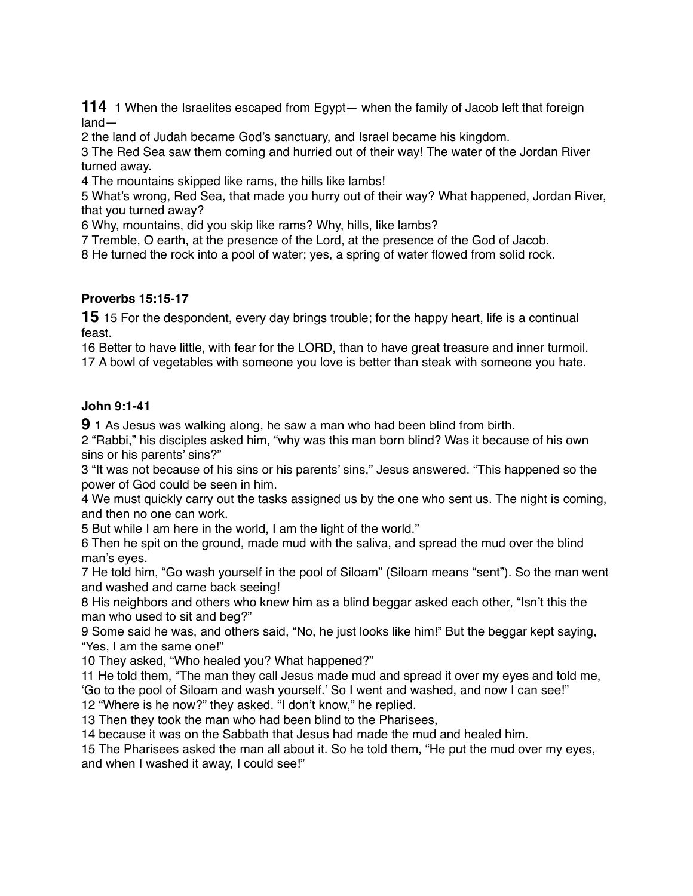**114** 1 When the Israelites escaped from Egypt— when the family of Jacob left that foreign land—
2 the land of Judah became God's sanctuary, and Israel became his kingdom.
3 The Red Sea saw them coming and hurried out of their way! The water of the Jordan River turned away.
4 The mountains skipped like rams, the hills like lambs!
5 What's wrong, Red Sea, that made you hurry out of their way? What happened, Jordan River, that you turned away?
6 Why, mountains, did you skip like rams? Why, hills, like lambs?
7 Tremble, O earth, at the presence of the Lord, at the presence of the God of Jacob.
8 He turned the rock into a pool of water; yes, a spring of water flowed from solid rock.

### Proverbs 15:15-17

**15** 15 For the despondent, every day brings trouble; for the happy heart, life is a continual feast.
16 Better to have little, with fear for the LORD, than to have great treasure and inner turmoil.
17 A bowl of vegetables with someone you love is better than steak with someone you hate.

### John 9:1-41

**9** 1 As Jesus was walking along, he saw a man who had been blind from birth.
2 "Rabbi," his disciples asked him, "why was this man born blind? Was it because of his own sins or his parents' sins?"
3 "It was not because of his sins or his parents' sins," Jesus answered. "This happened so the power of God could be seen in him.
4 We must quickly carry out the tasks assigned us by the one who sent us. The night is coming, and then no one can work.
5 But while I am here in the world, I am the light of the world."
6 Then he spit on the ground, made mud with the saliva, and spread the mud over the blind man's eyes.
7 He told him, "Go wash yourself in the pool of Siloam" (Siloam means "sent"). So the man went and washed and came back seeing!
8 His neighbors and others who knew him as a blind beggar asked each other, "Isn't this the man who used to sit and beg?"
9 Some said he was, and others said, "No, he just looks like him!" But the beggar kept saying, "Yes, I am the same one!"
10 They asked, "Who healed you? What happened?"
11 He told them, "The man they call Jesus made mud and spread it over my eyes and told me, 'Go to the pool of Siloam and wash yourself.' So I went and washed, and now I can see!"
12 "Where is he now?" they asked. "I don't know," he replied.
13 Then they took the man who had been blind to the Pharisees,
14 because it was on the Sabbath that Jesus had made the mud and healed him.
15 The Pharisees asked the man all about it. So he told them, "He put the mud over my eyes, and when I washed it away, I could see!"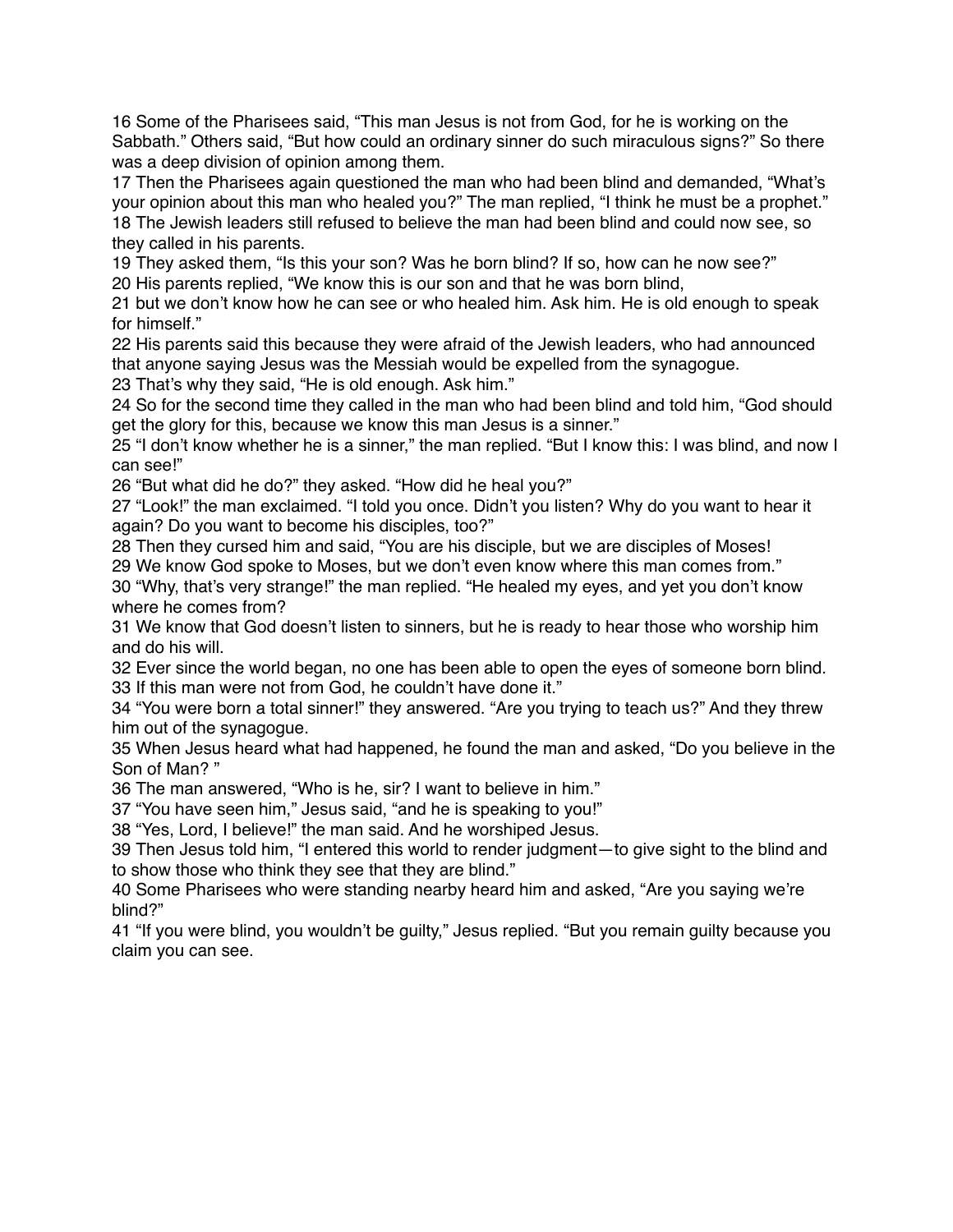16 Some of the Pharisees said, “This man Jesus is not from God, for he is working on the Sabbath.” Others said, “But how could an ordinary sinner do such miraculous signs?” So there was a deep division of opinion among them.
17 Then the Pharisees again questioned the man who had been blind and demanded, “What’s your opinion about this man who healed you?” The man replied, “I think he must be a prophet.”
18 The Jewish leaders still refused to believe the man had been blind and could now see, so they called in his parents.
19 They asked them, “Is this your son? Was he born blind? If so, how can he now see?”
20 His parents replied, “We know this is our son and that he was born blind,
21 but we don’t know how he can see or who healed him. Ask him. He is old enough to speak for himself.”
22 His parents said this because they were afraid of the Jewish leaders, who had announced that anyone saying Jesus was the Messiah would be expelled from the synagogue.
23 That’s why they said, “He is old enough. Ask him.”
24 So for the second time they called in the man who had been blind and told him, “God should get the glory for this, because we know this man Jesus is a sinner.”
25 “I don’t know whether he is a sinner,” the man replied. “But I know this: I was blind, and now I can see!”
26 “But what did he do?” they asked. “How did he heal you?”
27 “Look!” the man exclaimed. “I told you once. Didn’t you listen? Why do you want to hear it again? Do you want to become his disciples, too?”
28 Then they cursed him and said, “You are his disciple, but we are disciples of Moses!
29 We know God spoke to Moses, but we don’t even know where this man comes from.”
30 “Why, that’s very strange!” the man replied. “He healed my eyes, and yet you don’t know where he comes from?
31 We know that God doesn’t listen to sinners, but he is ready to hear those who worship him and do his will.
32 Ever since the world began, no one has been able to open the eyes of someone born blind.
33 If this man were not from God, he couldn’t have done it.”
34 “You were born a total sinner!” they answered. “Are you trying to teach us?” And they threw him out of the synagogue.
35 When Jesus heard what had happened, he found the man and asked, “Do you believe in the Son of Man? ”
36 The man answered, “Who is he, sir? I want to believe in him.”
37 “You have seen him,” Jesus said, “and he is speaking to you!”
38 “Yes, Lord, I believe!” the man said. And he worshiped Jesus.
39 Then Jesus told him, “I entered this world to render judgment—to give sight to the blind and to show those who think they see that they are blind.”
40 Some Pharisees who were standing nearby heard him and asked, “Are you saying we’re blind?”
41 “If you were blind, you wouldn’t be guilty,” Jesus replied. “But you remain guilty because you claim you can see.